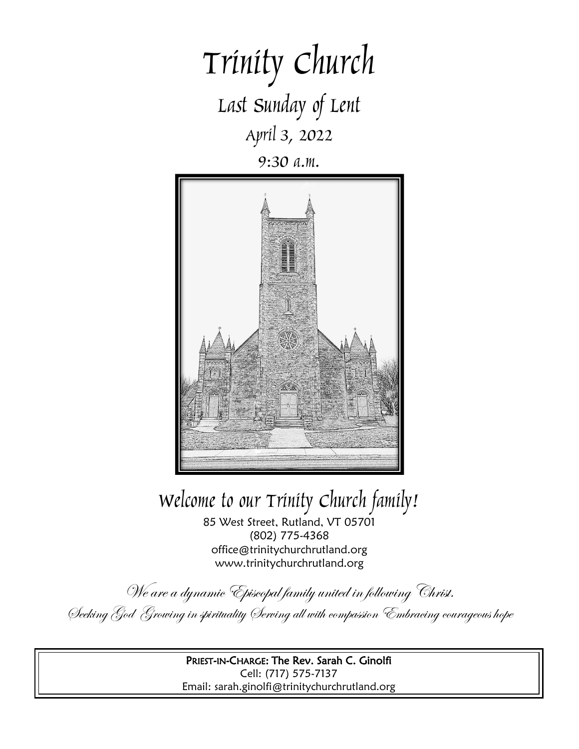# Trinity Church

## Last Sunday of Lent

## April 3, 2022

## 9:30 a.m.

## Welcome to our Trinity Church family!

85 West Street, Rutland, VT 05701
(802) 775-4368
office@trinitychurchrutland.org
www.trinitychurchrutland.org

*We are a dynamic Episcopal family united in following Christ.*

*Seeking God Growing in spirituality Serving all with compassion Embracing courageous hope*

**PRIEST-IN-CHARGE: The Rev. Sarah C. Ginolfi**
Cell: (717) 575-7137
Email: sarah.ginolfi@trinitychurchrutland.org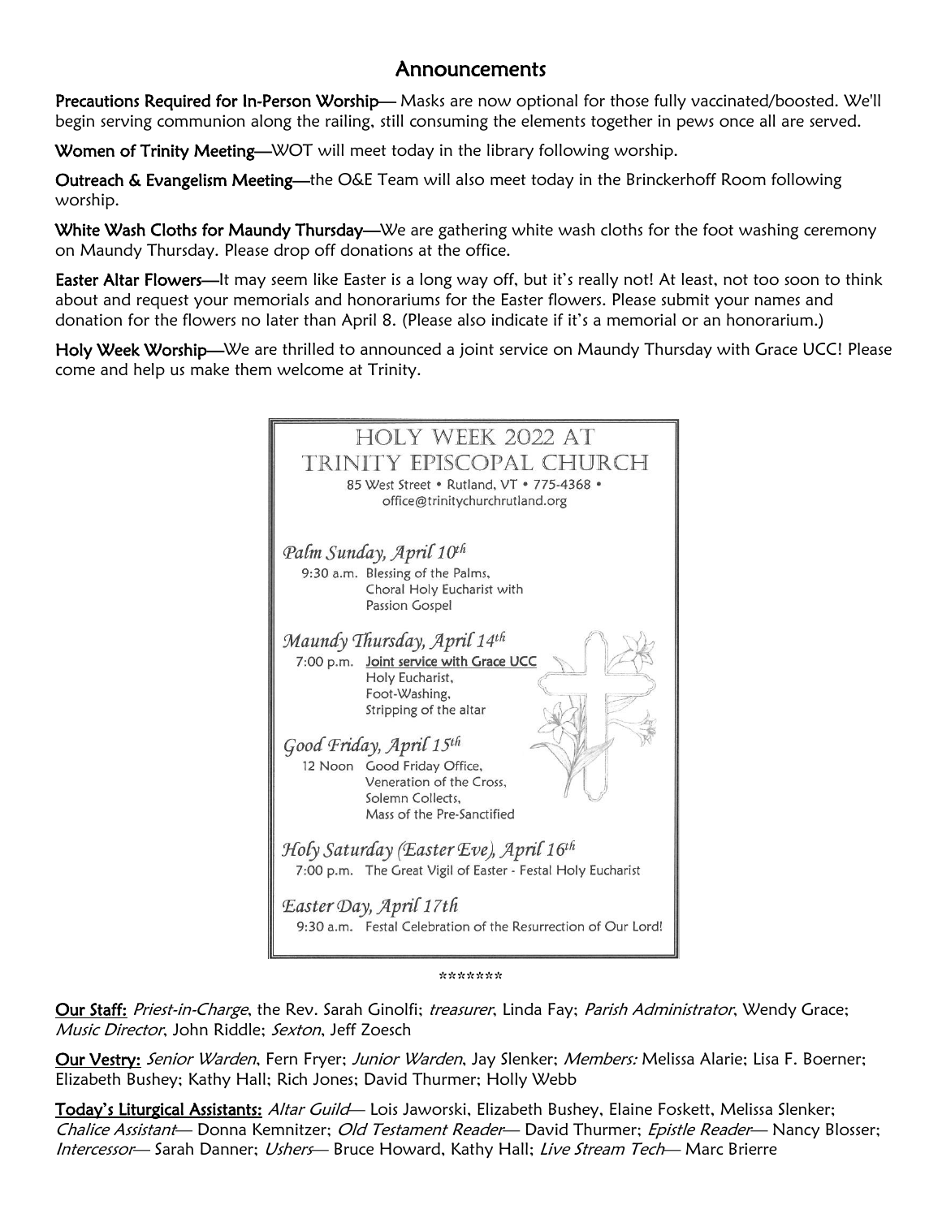## Announcements

**Precautions Required for In-Person Worship**— Masks are now optional for those fully vaccinated/boosted. We'll begin serving communion along the railing, still consuming the elements together in pews once all are served.

**Women of Trinity Meeting**—WOT will meet today in the library following worship.

**Outreach & Evangelism Meeting**—the O&E Team will also meet today in the Brinckerhoff Room following worship.

**White Wash Cloths for Maundy Thursday**—We are gathering white wash cloths for the foot washing ceremony on Maundy Thursday. Please drop off donations at the office.

**Easter Altar Flowers**—It may seem like Easter is a long way off, but it's really not! At least, not too soon to think about and request your memorials and honorariums for the Easter flowers. Please submit your names and donation for the flowers no later than April 8. (Please also indicate if it's a memorial or an honorarium.)

**Holy Week Worship**—We are thrilled to announced a joint service on Maundy Thursday with Grace UCC! Please come and help us make them welcome at Trinity.

### HOLY WEEK 2022 AT TRINITY EPISCOPAL CHURCH

85 West Street • Rutland, VT • 775-4368 •
office@trinitychurchrutland.org

*Palm Sunday, April 10th*

9:30 a.m. Blessing of the Palms, Choral Holy Eucharist with Passion Gospel

*Maundy Thursday, April 14th*

7:00 p.m. Joint service with Grace UCC
Holy Eucharist,
Foot-Washing,
Stripping of the altar

*Good Friday, April 15th*

12 Noon Good Friday Office,
Veneration of the Cross,
Solemn Collects,
Mass of the Pre-Sanctified

*Holy Saturday (Easter Eve), April 16th*

7:00 p.m. The Great Vigil of Easter - Festal Holy Eucharist

*Easter Day, April 17th*

9:30 a.m. Festal Celebration of the Resurrection of Our Lord!

*******

**Our Staff:** *Priest-in-Charge*, the Rev. Sarah Ginolfi; *treasurer*, Linda Fay; *Parish Administrator*, Wendy Grace; *Music Director*, John Riddle; *Sexton*, Jeff Zoesch

**Our Vestry:** *Senior Warden*, Fern Fryer; *Junior Warden*, Jay Slenker; *Members:* Melissa Alarie; Lisa F. Boerner; Elizabeth Bushey; Kathy Hall; Rich Jones; David Thurmer; Holly Webb

**Today's Liturgical Assistants:** *Altar Guild*— Lois Jaworski, Elizabeth Bushey, Elaine Foskett, Melissa Slenker; *Chalice Assistant*— Donna Kemnitzer; *Old Testament Reader*— David Thurmer; *Epistle Reader*— Nancy Blosser; *Intercessor*— Sarah Danner; *Ushers*— Bruce Howard, Kathy Hall; *Live Stream Tech*— Marc Brierre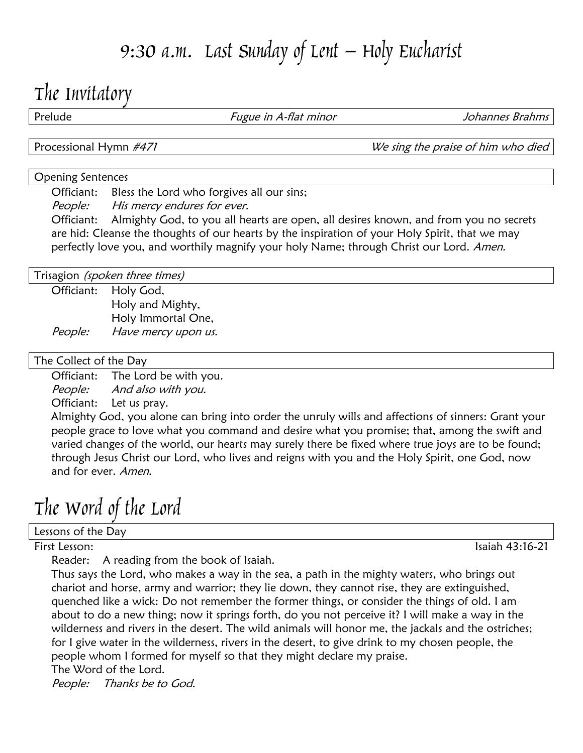# 9:30 a.m. Last Sunday of Lent – Holy Eucharist

## The Invitatory

Prelude — *Fugue in A-flat minor* — *Johannes Brahms*

Processional Hymn *#471* — *We sing the praise of him who died*

**Opening Sentences**

Officiant: Bless the Lord who forgives all our sins;
*People: His mercy endures for ever.*
Officiant: Almighty God, to you all hearts are open, all desires known, and from you no secrets are hid: Cleanse the thoughts of our hearts by the inspiration of your Holy Spirit, that we may perfectly love you, and worthily magnify your holy Name; through Christ our Lord. *Amen.*

**Trisagion** *(spoken three times)*

Officiant: Holy God,
Holy and Mighty,
Holy Immortal One,
*People: Have mercy upon us.*

**The Collect of the Day**

Officiant: The Lord be with you.
*People: And also with you.*
Officiant: Let us pray.
Almighty God, you alone can bring into order the unruly wills and affections of sinners: Grant your people grace to love what you command and desire what you promise; that, among the swift and varied changes of the world, our hearts may surely there be fixed where true joys are to be found; through Jesus Christ our Lord, who lives and reigns with you and the Holy Spirit, one God, now and for ever. *Amen.*

## The Word of the Lord

**Lessons of the Day**

First Lesson: Isaiah 43:16-21

Reader: A reading from the book of Isaiah.
Thus says the Lord, who makes a way in the sea, a path in the mighty waters, who brings out chariot and horse, army and warrior; they lie down, they cannot rise, they are extinguished, quenched like a wick: Do not remember the former things, or consider the things of old. I am about to do a new thing; now it springs forth, do you not perceive it? I will make a way in the wilderness and rivers in the desert. The wild animals will honor me, the jackals and the ostriches; for I give water in the wilderness, rivers in the desert, to give drink to my chosen people, the people whom I formed for myself so that they might declare my praise.
The Word of the Lord.
*People: Thanks be to God.*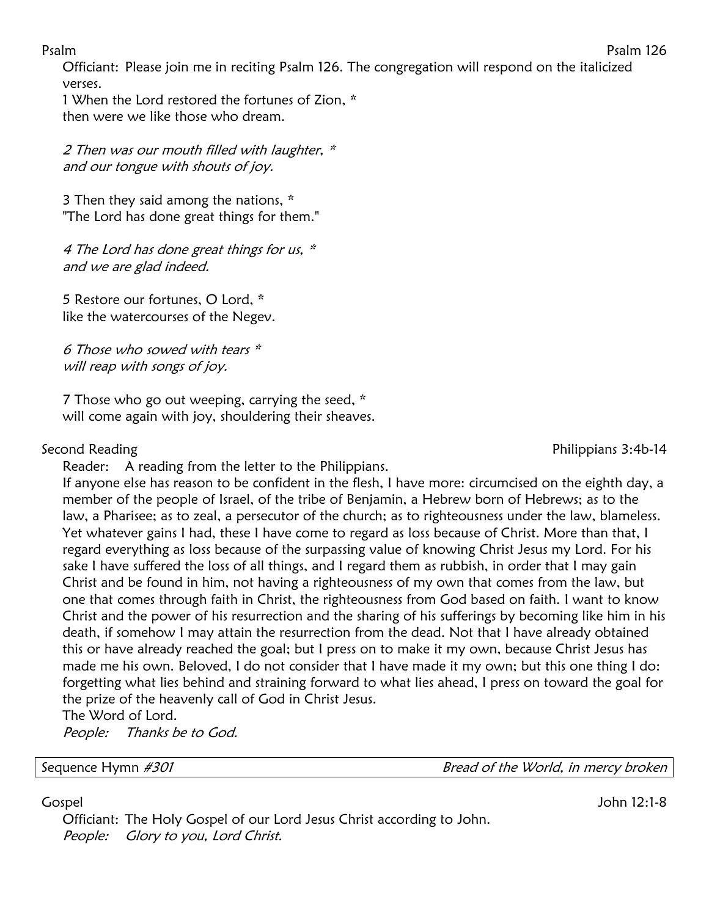Psalm — Psalm 126

Officiant: Please join me in reciting Psalm 126. The congregation will respond on the italicized verses.

1 When the Lord restored the fortunes of Zion, *
then were we like those who dream.

*2 Then was our mouth filled with laughter, **
*and our tongue with shouts of joy.*

3 Then they said among the nations, *
"The Lord has done great things for them."

*4 The Lord has done great things for us, **
*and we are glad indeed.*

5 Restore our fortunes, O Lord, *
like the watercourses of the Negev.

*6 Those who sowed with tears **
*will reap with songs of joy.*

7 Those who go out weeping, carrying the seed, *
will come again with joy, shouldering their sheaves.

Second Reading — Philippians 3:4b-14

Reader: A reading from the letter to the Philippians.

If anyone else has reason to be confident in the flesh, I have more: circumcised on the eighth day, a member of the people of Israel, of the tribe of Benjamin, a Hebrew born of Hebrews; as to the law, a Pharisee; as to zeal, a persecutor of the church; as to righteousness under the law, blameless. Yet whatever gains I had, these I have come to regard as loss because of Christ. More than that, I regard everything as loss because of the surpassing value of knowing Christ Jesus my Lord. For his sake I have suffered the loss of all things, and I regard them as rubbish, in order that I may gain Christ and be found in him, not having a righteousness of my own that comes from the law, but one that comes through faith in Christ, the righteousness from God based on faith. I want to know Christ and the power of his resurrection and the sharing of his sufferings by becoming like him in his death, if somehow I may attain the resurrection from the dead. Not that I have already obtained this or have already reached the goal; but I press on to make it my own, because Christ Jesus has made me his own. Beloved, I do not consider that I have made it my own; but this one thing I do: forgetting what lies behind and straining forward to what lies ahead, I press on toward the goal for the prize of the heavenly call of God in Christ Jesus.

The Word of Lord.

*People: Thanks be to God.*

Sequence Hymn *#301* — *Bread of the World, in mercy broken*

Gospel — John 12:1-8

Officiant: The Holy Gospel of our Lord Jesus Christ according to John.

*People: Glory to you, Lord Christ.*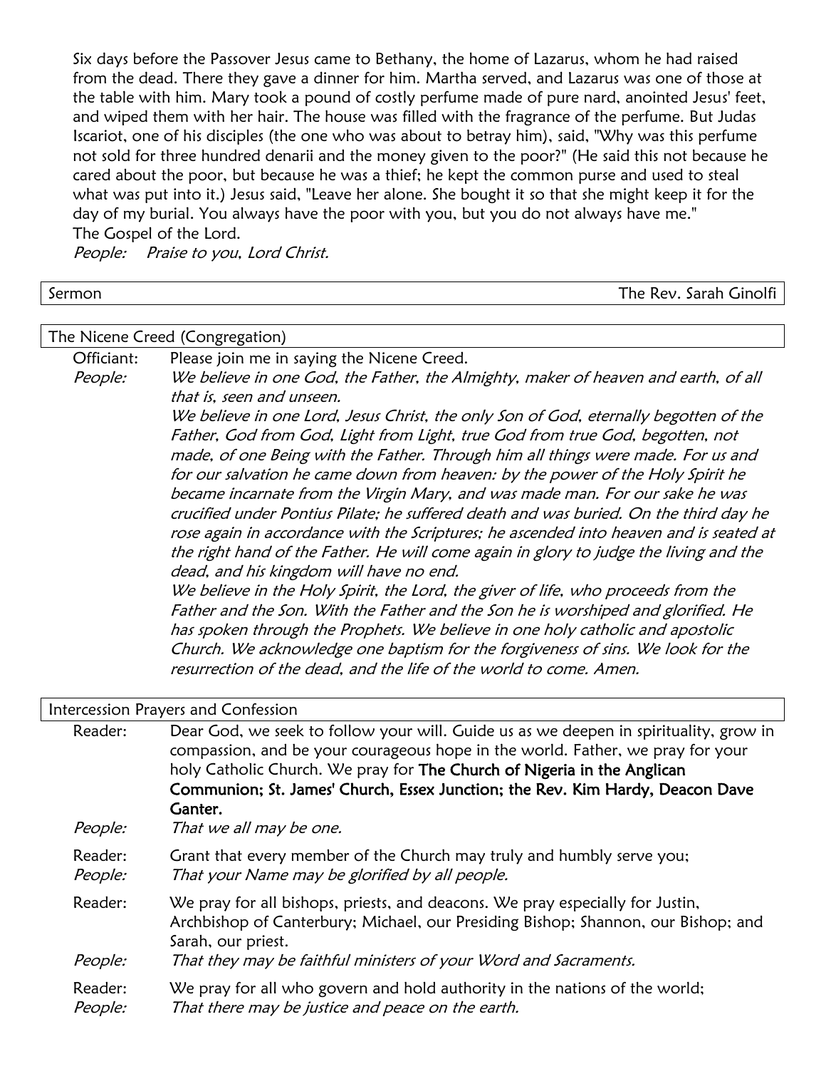Six days before the Passover Jesus came to Bethany, the home of Lazarus, whom he had raised from the dead. There they gave a dinner for him. Martha served, and Lazarus was one of those at the table with him. Mary took a pound of costly perfume made of pure nard, anointed Jesus' feet, and wiped them with her hair. The house was filled with the fragrance of the perfume. But Judas Iscariot, one of his disciples (the one who was about to betray him), said, "Why was this perfume not sold for three hundred denarii and the money given to the poor?" (He said this not because he cared about the poor, but because he was a thief; he kept the common purse and used to steal what was put into it.) Jesus said, "Leave her alone. She bought it so that she might keep it for the day of my burial. You always have the poor with you, but you do not always have me."
The Gospel of the Lord.
*People:* *Praise to you, Lord Christ.*

| Sermon | The Rev. Sarah Ginolfi |
|---|---|

## The Nicene Creed (Congregation)

Officiant: Please join me in saying the Nicene Creed.

*People:* *We believe in one God, the Father, the Almighty, maker of heaven and earth, of all that is, seen and unseen.*
*We believe in one Lord, Jesus Christ, the only Son of God, eternally begotten of the Father, God from God, Light from Light, true God from true God, begotten, not made, of one Being with the Father. Through him all things were made. For us and for our salvation he came down from heaven: by the power of the Holy Spirit he became incarnate from the Virgin Mary, and was made man. For our sake he was crucified under Pontius Pilate; he suffered death and was buried. On the third day he rose again in accordance with the Scriptures; he ascended into heaven and is seated at the right hand of the Father. He will come again in glory to judge the living and the dead, and his kingdom will have no end.*
*We believe in the Holy Spirit, the Lord, the giver of life, who proceeds from the Father and the Son. With the Father and the Son he is worshiped and glorified. He has spoken through the Prophets. We believe in one holy catholic and apostolic Church. We acknowledge one baptism for the forgiveness of sins. We look for the resurrection of the dead, and the life of the world to come. Amen.*

## Intercession Prayers and Confession

Reader: Dear God, we seek to follow your will. Guide us as we deepen in spirituality, grow in compassion, and be your courageous hope in the world. Father, we pray for your holy Catholic Church. We pray for **The Church of Nigeria in the Anglican Communion; St. James' Church, Essex Junction; the Rev. Kim Hardy, Deacon Dave Ganter.**
*People:* *That we all may be one.*

Reader: Grant that every member of the Church may truly and humbly serve you;
*People:* *That your Name may be glorified by all people.*

Reader: We pray for all bishops, priests, and deacons. We pray especially for Justin, Archbishop of Canterbury; Michael, our Presiding Bishop; Shannon, our Bishop; and Sarah, our priest.
*People:* *That they may be faithful ministers of your Word and Sacraments.*

Reader: We pray for all who govern and hold authority in the nations of the world;
*People:* *That there may be justice and peace on the earth.*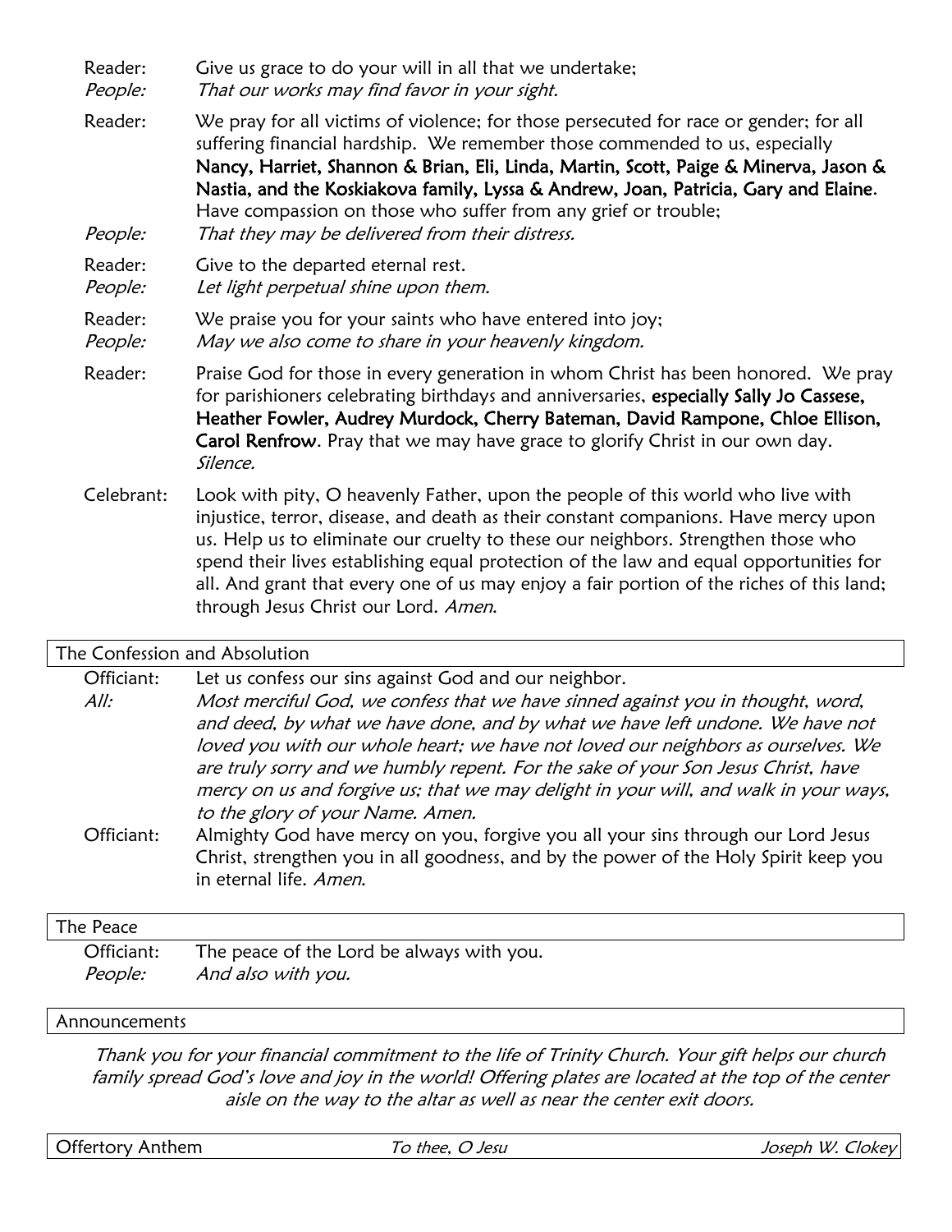Reader: Give us grace to do your will in all that we undertake;
*People: That our works may find favor in your sight.*

Reader: We pray for all victims of violence; for those persecuted for race or gender; for all suffering financial hardship. We remember those commended to us, especially **Nancy, Harriet, Shannon & Brian, Eli, Linda, Martin, Scott, Paige & Minerva, Jason & Nastia, and the Koskiakova family, Lyssa & Andrew, Joan, Patricia, Gary and Elaine**. Have compassion on those who suffer from any grief or trouble;
*People: That they may be delivered from their distress.*

Reader: Give to the departed eternal rest.
*People: Let light perpetual shine upon them.*

Reader: We praise you for your saints who have entered into joy;
*People: May we also come to share in your heavenly kingdom.*

Reader: Praise God for those in every generation in whom Christ has been honored. We pray for parishioners celebrating birthdays and anniversaries, **especially Sally Jo Cassese, Heather Fowler, Audrey Murdock, Cherry Bateman, David Rampone, Chloe Ellison, Carol Renfrow**. Pray that we may have grace to glorify Christ in our own day. *Silence.*

Celebrant: Look with pity, O heavenly Father, upon the people of this world who live with injustice, terror, disease, and death as their constant companions. Have mercy upon us. Help us to eliminate our cruelty to these our neighbors. Strengthen those who spend their lives establishing equal protection of the law and equal opportunities for all. And grant that every one of us may enjoy a fair portion of the riches of this land; through Jesus Christ our Lord. *Amen.*

## The Confession and Absolution

Officiant: Let us confess our sins against God and our neighbor.
*All: Most merciful God, we confess that we have sinned against you in thought, word, and deed, by what we have done, and by what we have left undone. We have not loved you with our whole heart; we have not loved our neighbors as ourselves. We are truly sorry and we humbly repent. For the sake of your Son Jesus Christ, have mercy on us and forgive us; that we may delight in your will, and walk in your ways, to the glory of your Name. Amen.*
Officiant: Almighty God have mercy on you, forgive you all your sins through our Lord Jesus Christ, strengthen you in all goodness, and by the power of the Holy Spirit keep you in eternal life. *Amen.*

## The Peace

Officiant: The peace of the Lord be always with you.
*People: And also with you.*

## Announcements

*Thank you for your financial commitment to the life of Trinity Church. Your gift helps our church family spread God's love and joy in the world! Offering plates are located at the top of the center aisle on the way to the altar as well as near the center exit doors.*

## Offertory Anthem *To thee, O Jesu* *Joseph W. Clokey*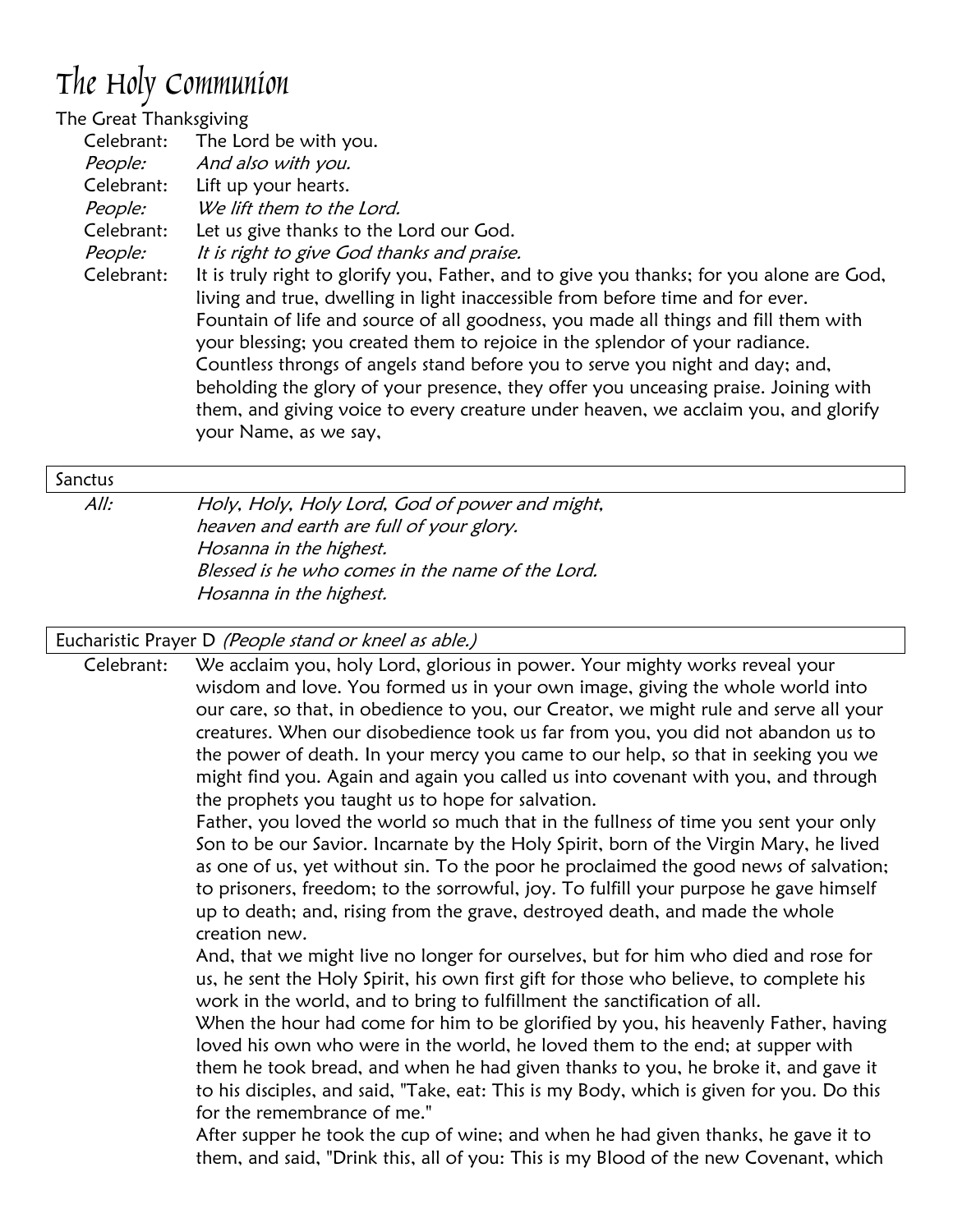# The Holy Communion

The Great Thanksgiving

Celebrant: The Lord be with you.
*People: And also with you.*
Celebrant: Lift up your hearts.
*People: We lift them to the Lord.*
Celebrant: Let us give thanks to the Lord our God.
*People: It is right to give God thanks and praise.*
Celebrant: It is truly right to glorify you, Father, and to give you thanks; for you alone are God, living and true, dwelling in light inaccessible from before time and for ever. Fountain of life and source of all goodness, you made all things and fill them with your blessing; you created them to rejoice in the splendor of your radiance. Countless throngs of angels stand before you to serve you night and day; and, beholding the glory of your presence, they offer you unceasing praise. Joining with them, and giving voice to every creature under heaven, we acclaim you, and glorify your Name, as we say,

Sanctus

*All: Holy, Holy, Holy Lord, God of power and might,*
*heaven and earth are full of your glory.*
*Hosanna in the highest.*
*Blessed is he who comes in the name of the Lord.*
*Hosanna in the highest.*

Eucharistic Prayer D *(People stand or kneel as able.)*

Celebrant: We acclaim you, holy Lord, glorious in power. Your mighty works reveal your wisdom and love. You formed us in your own image, giving the whole world into our care, so that, in obedience to you, our Creator, we might rule and serve all your creatures. When our disobedience took us far from you, you did not abandon us to the power of death. In your mercy you came to our help, so that in seeking you we might find you. Again and again you called us into covenant with you, and through the prophets you taught us to hope for salvation.

Father, you loved the world so much that in the fullness of time you sent your only Son to be our Savior. Incarnate by the Holy Spirit, born of the Virgin Mary, he lived as one of us, yet without sin. To the poor he proclaimed the good news of salvation; to prisoners, freedom; to the sorrowful, joy. To fulfill your purpose he gave himself up to death; and, rising from the grave, destroyed death, and made the whole creation new.

And, that we might live no longer for ourselves, but for him who died and rose for us, he sent the Holy Spirit, his own first gift for those who believe, to complete his work in the world, and to bring to fulfillment the sanctification of all.

When the hour had come for him to be glorified by you, his heavenly Father, having loved his own who were in the world, he loved them to the end; at supper with them he took bread, and when he had given thanks to you, he broke it, and gave it to his disciples, and said, "Take, eat: This is my Body, which is given for you. Do this for the remembrance of me."

After supper he took the cup of wine; and when he had given thanks, he gave it to them, and said, "Drink this, all of you: This is my Blood of the new Covenant, which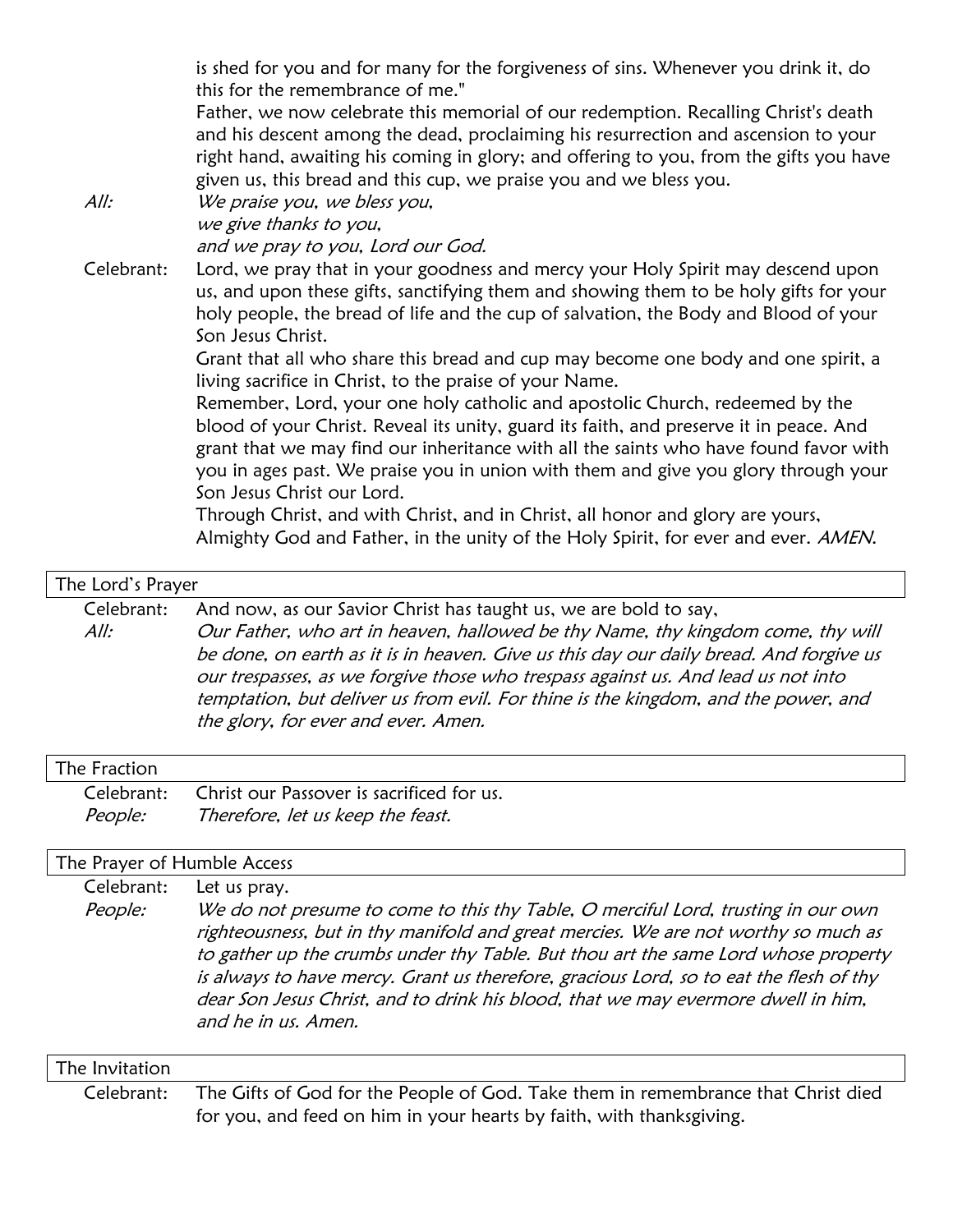is shed for you and for many for the forgiveness of sins. Whenever you drink it, do this for the remembrance of me."

Father, we now celebrate this memorial of our redemption. Recalling Christ's death and his descent among the dead, proclaiming his resurrection and ascension to your right hand, awaiting his coming in glory; and offering to you, from the gifts you have given us, this bread and this cup, we praise you and we bless you.

*All:* *We praise you, we bless you,*
*we give thanks to you,*
*and we pray to you, Lord our God.*

Celebrant: Lord, we pray that in your goodness and mercy your Holy Spirit may descend upon us, and upon these gifts, sanctifying them and showing them to be holy gifts for your holy people, the bread of life and the cup of salvation, the Body and Blood of your Son Jesus Christ.

Grant that all who share this bread and cup may become one body and one spirit, a living sacrifice in Christ, to the praise of your Name.

Remember, Lord, your one holy catholic and apostolic Church, redeemed by the blood of your Christ. Reveal its unity, guard its faith, and preserve it in peace. And grant that we may find our inheritance with all the saints who have found favor with you in ages past. We praise you in union with them and give you glory through your Son Jesus Christ our Lord.

Through Christ, and with Christ, and in Christ, all honor and glory are yours, Almighty God and Father, in the unity of the Holy Spirit, for ever and ever. *AMEN.*

## The Lord's Prayer

Celebrant: And now, as our Savior Christ has taught us, we are bold to say,

*All:* *Our Father, who art in heaven, hallowed be thy Name, thy kingdom come, thy will be done, on earth as it is in heaven. Give us this day our daily bread. And forgive us our trespasses, as we forgive those who trespass against us. And lead us not into temptation, but deliver us from evil. For thine is the kingdom, and the power, and the glory, for ever and ever. Amen.*

## The Fraction

Celebrant: Christ our Passover is sacrificed for us.

*People:* *Therefore, let us keep the feast.*

## The Prayer of Humble Access

Celebrant: Let us pray.

*People:* *We do not presume to come to this thy Table, O merciful Lord, trusting in our own righteousness, but in thy manifold and great mercies. We are not worthy so much as to gather up the crumbs under thy Table. But thou art the same Lord whose property is always to have mercy. Grant us therefore, gracious Lord, so to eat the flesh of thy dear Son Jesus Christ, and to drink his blood, that we may evermore dwell in him, and he in us. Amen.*

## The Invitation

Celebrant: The Gifts of God for the People of God. Take them in remembrance that Christ died for you, and feed on him in your hearts by faith, with thanksgiving.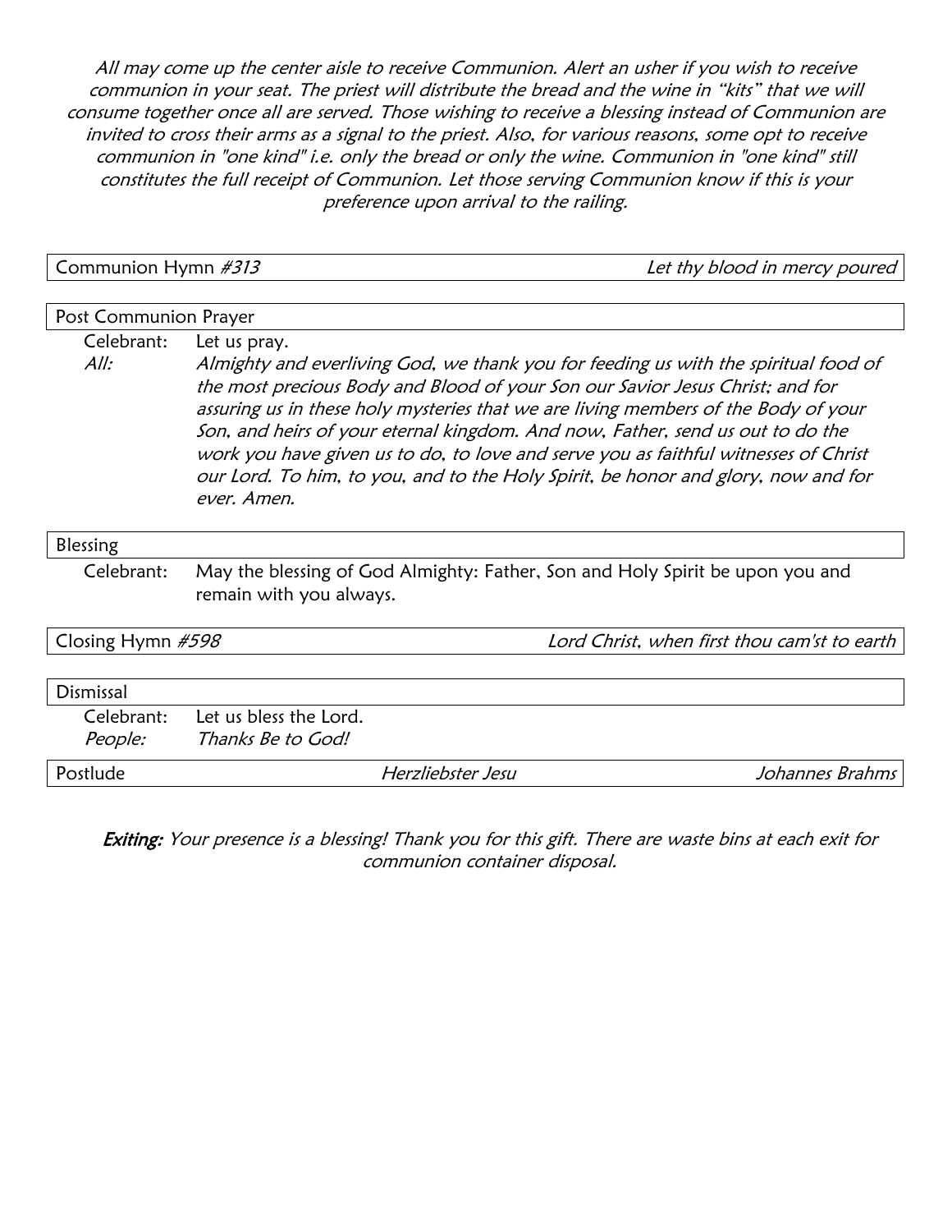*All may come up the center aisle to receive Communion. Alert an usher if you wish to receive communion in your seat. The priest will distribute the bread and the wine in "kits" that we will consume together once all are served. Those wishing to receive a blessing instead of Communion are invited to cross their arms as a signal to the priest. Also, for various reasons, some opt to receive communion in "one kind" i.e. only the bread or only the wine. Communion in "one kind" still constitutes the full receipt of Communion. Let those serving Communion know if this is your preference upon arrival to the railing.*

**Communion Hymn** *#313* — *Let thy blood in mercy poured*

**Post Communion Prayer**

Celebrant: Let us pray.

*All:* *Almighty and everliving God, we thank you for feeding us with the spiritual food of the most precious Body and Blood of your Son our Savior Jesus Christ; and for assuring us in these holy mysteries that we are living members of the Body of your Son, and heirs of your eternal kingdom. And now, Father, send us out to do the work you have given us to do, to love and serve you as faithful witnesses of Christ our Lord. To him, to you, and to the Holy Spirit, be honor and glory, now and for ever. Amen.*

**Blessing**

Celebrant: May the blessing of God Almighty: Father, Son and Holy Spirit be upon you and remain with you always.

**Closing Hymn** *#598* — *Lord Christ, when first thou cam'st to earth*

**Dismissal**

Celebrant: Let us bless the Lord.

*People:* *Thanks Be to God!*

**Postlude** — *Herzliebster Jesu* — *Johannes Brahms*

***Exiting:*** *Your presence is a blessing! Thank you for this gift. There are waste bins at each exit for communion container disposal.*